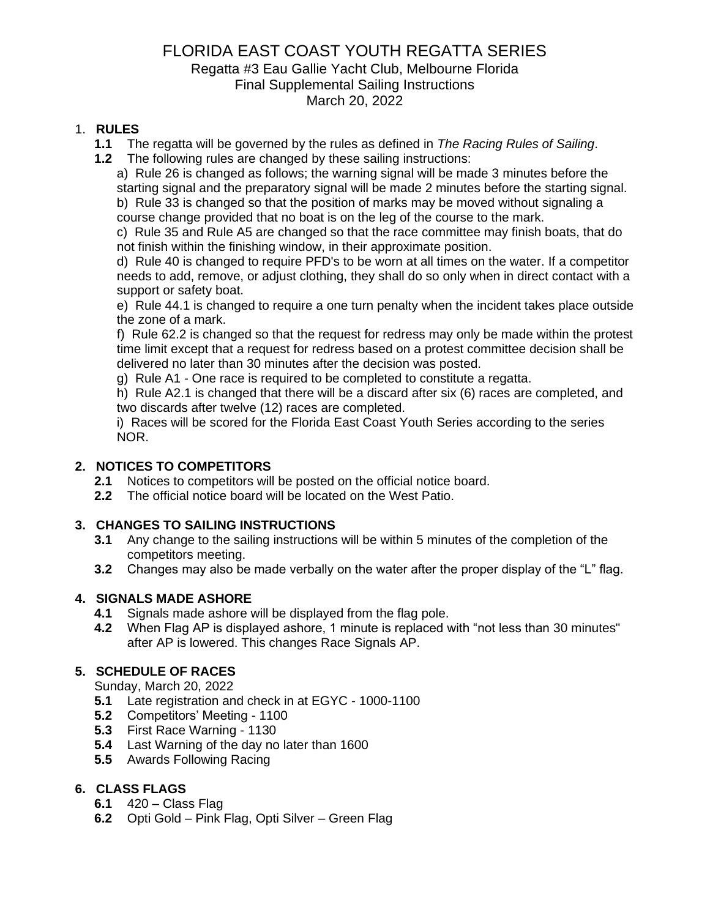# FLORIDA EAST COAST YOUTH REGATTA SERIES

Regatta #3 Eau Gallie Yacht Club, Melbourne Florida
Final Supplemental Sailing Instructions
March 20, 2022

## 1. RULES

**1.1** The regatta will be governed by the rules as defined in *The Racing Rules of Sailing*.

**1.2** The following rules are changed by these sailing instructions:

a) Rule 26 is changed as follows; the warning signal will be made 3 minutes before the starting signal and the preparatory signal will be made 2 minutes before the starting signal.

b) Rule 33 is changed so that the position of marks may be moved without signaling a course change provided that no boat is on the leg of the course to the mark.

c) Rule 35 and Rule A5 are changed so that the race committee may finish boats, that do not finish within the finishing window, in their approximate position.

d) Rule 40 is changed to require PFD's to be worn at all times on the water. If a competitor needs to add, remove, or adjust clothing, they shall do so only when in direct contact with a support or safety boat.

e) Rule 44.1 is changed to require a one turn penalty when the incident takes place outside the zone of a mark.

f) Rule 62.2 is changed so that the request for redress may only be made within the protest time limit except that a request for redress based on a protest committee decision shall be delivered no later than 30 minutes after the decision was posted.

g) Rule A1 - One race is required to be completed to constitute a regatta.

h) Rule A2.1 is changed that there will be a discard after six (6) races are completed, and two discards after twelve (12) races are completed.

i) Races will be scored for the Florida East Coast Youth Series according to the series NOR.

## 2. NOTICES TO COMPETITORS

**2.1** Notices to competitors will be posted on the official notice board.

**2.2** The official notice board will be located on the West Patio.

## 3. CHANGES TO SAILING INSTRUCTIONS

**3.1** Any change to the sailing instructions will be within 5 minutes of the completion of the competitors meeting.

**3.2** Changes may also be made verbally on the water after the proper display of the "L" flag.

## 4. SIGNALS MADE ASHORE

**4.1** Signals made ashore will be displayed from the flag pole.

**4.2** When Flag AP is displayed ashore, 1 minute is replaced with "not less than 30 minutes" after AP is lowered. This changes Race Signals AP.

## 5. SCHEDULE OF RACES

Sunday, March 20, 2022

**5.1** Late registration and check in at EGYC - 1000-1100

**5.2** Competitors' Meeting - 1100

**5.3** First Race Warning - 1130

**5.4** Last Warning of the day no later than 1600

**5.5** Awards Following Racing

## 6. CLASS FLAGS

**6.1** 420 – Class Flag

**6.2** Opti Gold – Pink Flag, Opti Silver – Green Flag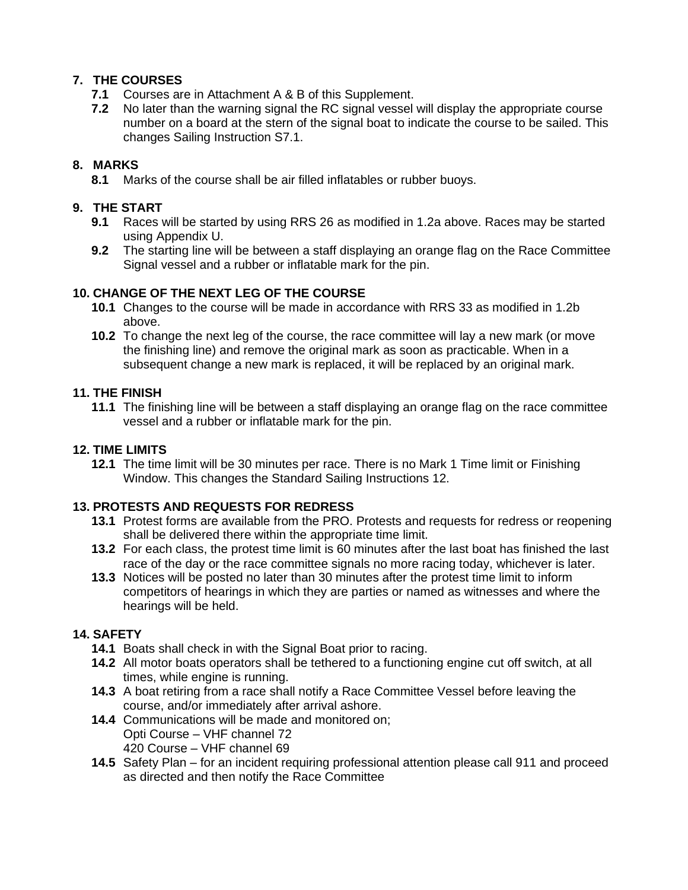## 7. THE COURSES

**7.1** Courses are in Attachment A & B of this Supplement.

**7.2** No later than the warning signal the RC signal vessel will display the appropriate course number on a board at the stern of the signal boat to indicate the course to be sailed. This changes Sailing Instruction S7.1.

## 8. MARKS

**8.1** Marks of the course shall be air filled inflatables or rubber buoys.

## 9. THE START

**9.1** Races will be started by using RRS 26 as modified in 1.2a above. Races may be started using Appendix U.

**9.2** The starting line will be between a staff displaying an orange flag on the Race Committee Signal vessel and a rubber or inflatable mark for the pin.

## 10. CHANGE OF THE NEXT LEG OF THE COURSE

**10.1** Changes to the course will be made in accordance with RRS 33 as modified in 1.2b above.

**10.2** To change the next leg of the course, the race committee will lay a new mark (or move the finishing line) and remove the original mark as soon as practicable. When in a subsequent change a new mark is replaced, it will be replaced by an original mark.

## 11. THE FINISH

**11.1** The finishing line will be between a staff displaying an orange flag on the race committee vessel and a rubber or inflatable mark for the pin.

## 12. TIME LIMITS

**12.1** The time limit will be 30 minutes per race. There is no Mark 1 Time limit or Finishing Window. This changes the Standard Sailing Instructions 12.

## 13. PROTESTS AND REQUESTS FOR REDRESS

**13.1** Protest forms are available from the PRO. Protests and requests for redress or reopening shall be delivered there within the appropriate time limit.

**13.2** For each class, the protest time limit is 60 minutes after the last boat has finished the last race of the day or the race committee signals no more racing today, whichever is later.

**13.3** Notices will be posted no later than 30 minutes after the protest time limit to inform competitors of hearings in which they are parties or named as witnesses and where the hearings will be held.

## 14. SAFETY

**14.1** Boats shall check in with the Signal Boat prior to racing.

**14.2** All motor boats operators shall be tethered to a functioning engine cut off switch, at all times, while engine is running.

**14.3** A boat retiring from a race shall notify a Race Committee Vessel before leaving the course, and/or immediately after arrival ashore.

**14.4** Communications will be made and monitored on;
Opti Course – VHF channel 72
420 Course – VHF channel 69

**14.5** Safety Plan – for an incident requiring professional attention please call 911 and proceed as directed and then notify the Race Committee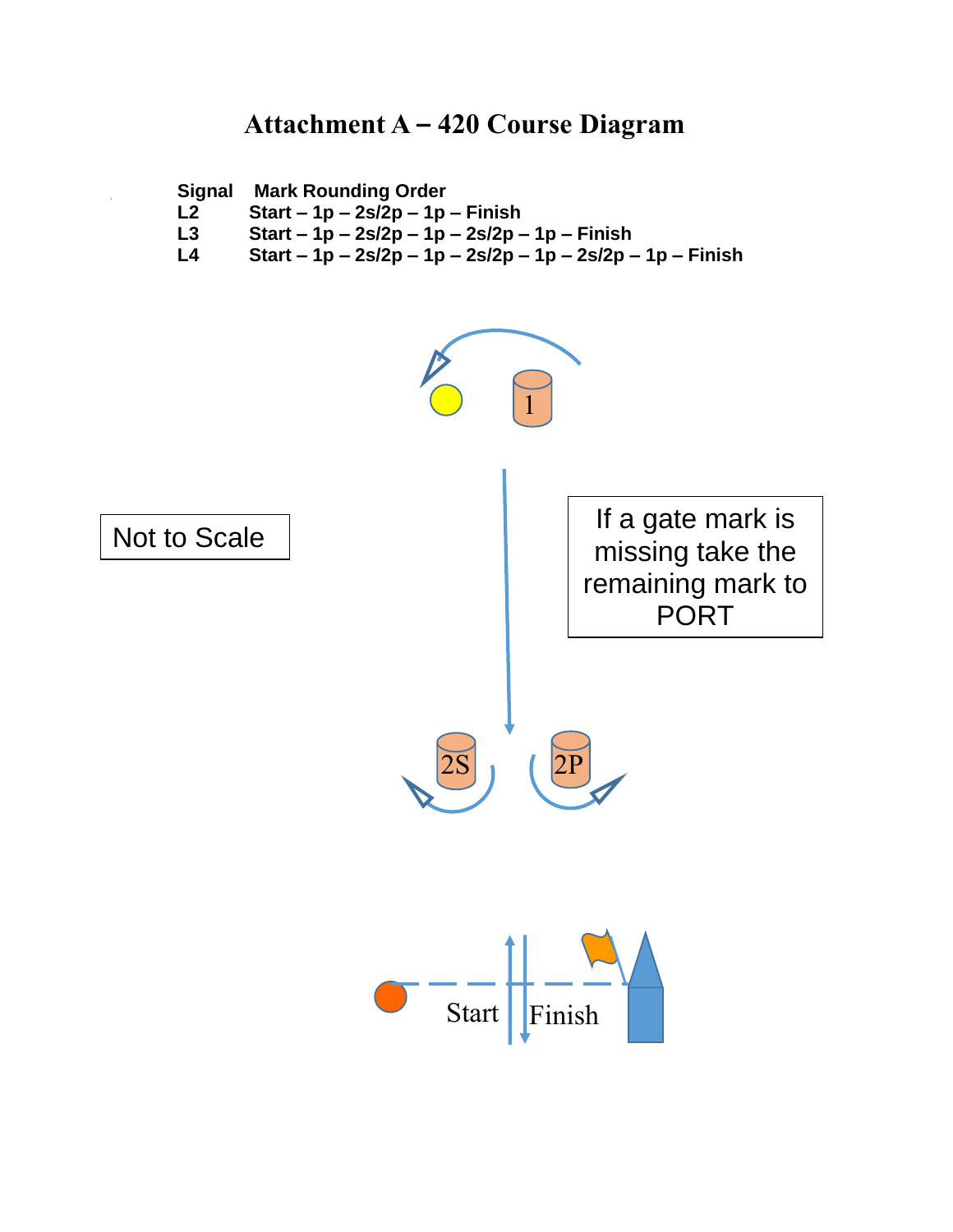# Attachment A – 420 Course Diagram

| Signal | Mark Rounding Order |
|---|---|
| L2 | Start – 1p – 2s/2p – 1p – Finish |
| L3 | Start – 1p – 2s/2p – 1p – 2s/2p – 1p – Finish |
| L4 | Start – 1p – 2s/2p – 1p – 2s/2p – 1p – 2s/2p – 1p – Finish |

1

Not to Scale

If a gate mark is missing take the remaining mark to PORT

2S

2P

Start

Finish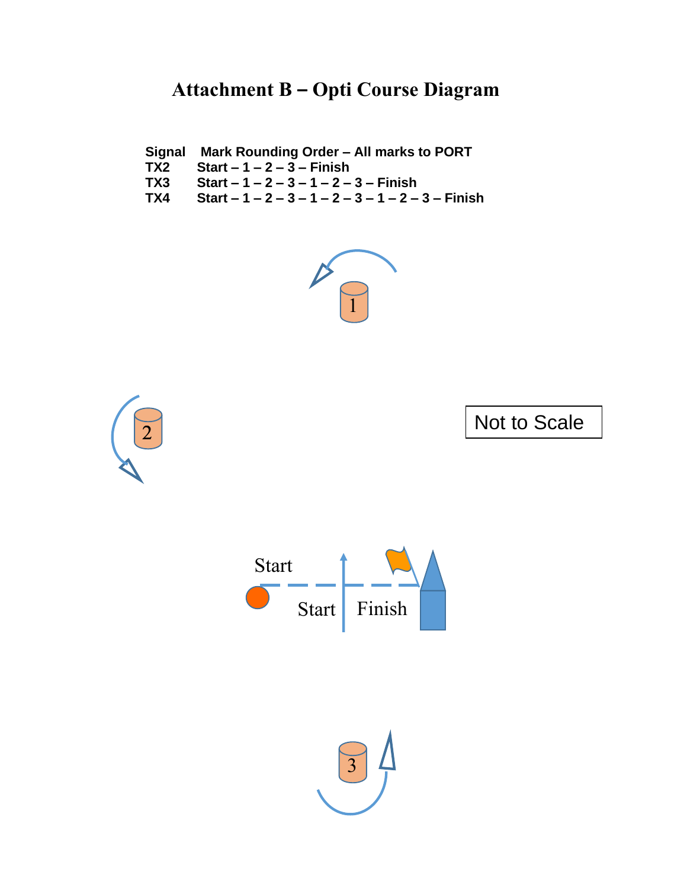# Attachment B – Opti Course Diagram

| Signal | Mark Rounding Order – All marks to PORT |
|---|---|
| TX2 | Start – 1 – 2 – 3 – Finish |
| TX3 | Start – 1 – 2 – 3 – 1 – 2 – 3 – Finish |
| TX4 | Start – 1 – 2 – 3 – 1 – 2 – 3 – 1 – 2 – 3 – Finish |

1

2

Not to Scale

Start

Start

Finish

3